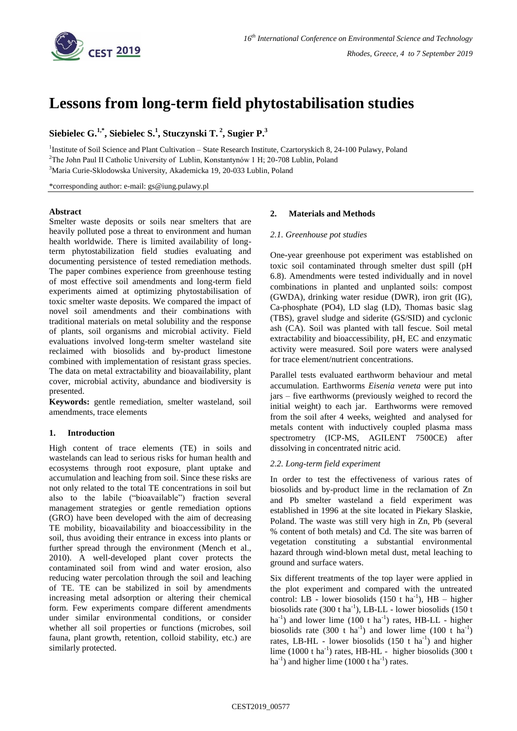# Lessons from long-term field phytostabilisation studies

**Siebielec G.[1,*], Siebielec S.[1], Stuczynski T.[2], Sugier P.[3]**

[1]Institute of Soil Science and Plant Cultivation – State Research Institute, Czartoryskich 8, 24-100 Pulawy, Poland

[2]The John Paul II Catholic University of Lublin, Konstantynów 1 H; 20-708 Lublin, Poland

[3]Maria Curie-Sklodowska University, Akademicka 19, 20-033 Lublin, Poland

*corresponding author: e-mail: gs@iung.pulawy.pl

**Abstract**

Smelter waste deposits or soils near smelters that are heavily polluted pose a threat to environment and human health worldwide. There is limited availability of long-term phytostabilization field studies evaluating and documenting persistence of tested remediation methods. The paper combines experience from greenhouse testing of most effective soil amendments and long-term field experiments aimed at optimizing phytostabilisation of toxic smelter waste deposits. We compared the impact of novel soil amendments and their combinations with traditional materials on metal solubility and the response of plants, soil organisms and microbial activity. Field evaluations involved long-term smelter wasteland site reclaimed with biosolids and by-product limestone combined with implementation of resistant grass species. The data on metal extractability and bioavailability, plant cover, microbial activity, abundance and biodiversity is presented.

**Keywords:** gentle remediation, smelter wasteland, soil amendments, trace elements

## 1. Introduction

High content of trace elements (TE) in soils and wastelands can lead to serious risks for human health and ecosystems through root exposure, plant uptake and accumulation and leaching from soil. Since these risks are not only related to the total TE concentrations in soil but also to the labile ("bioavailable") fraction several management strategies or gentle remediation options (GRO) have been developed with the aim of decreasing TE mobility, bioavailability and bioaccessibility in the soil, thus avoiding their entrance in excess into plants or further spread through the environment (Mench et al., 2010). A well-developed plant cover protects the contaminated soil from wind and water erosion, also reducing water percolation through the soil and leaching of TE. TE can be stabilized in soil by amendments increasing metal adsorption or altering their chemical form. Few experiments compare different amendments under similar environmental conditions, or consider whether all soil properties or functions (microbes, soil fauna, plant growth, retention, colloid stability, etc.) are similarly protected.

## 2. Materials and Methods

### *2.1. Greenhouse pot studies*

One-year greenhouse pot experiment was established on toxic soil contaminated through smelter dust spill (pH 6.8). Amendments were tested individually and in novel combinations in planted and unplanted soils: compost (GWDA), drinking water residue (DWR), iron grit (IG), Ca-phosphate (PO4), LD slag (LD), Thomas basic slag (TBS), gravel sludge and siderite (GS/SID) and cyclonic ash (CA). Soil was planted with tall fescue. Soil metal extractability and bioaccessibility, pH, EC and enzymatic activity were measured. Soil pore waters were analysed for trace element/nutrient concentrations.

Parallel tests evaluated earthworm behaviour and metal accumulation. Earthworms *Eisenia veneta* were put into jars – five earthworms (previously weighed to record the initial weight) to each jar. Earthworms were removed from the soil after 4 weeks, weighted and analysed for metals content with inductively coupled plasma mass spectrometry (ICP-MS, AGILENT 7500CE) after dissolving in concentrated nitric acid.

### *2.2. Long-term field experiment*

In order to test the effectiveness of various rates of biosolids and by-product lime in the reclamation of Zn and Pb smelter wasteland a field experiment was established in 1996 at the site located in Piekary Slaskie, Poland. The waste was still very high in Zn, Pb (several % content of both metals) and Cd. The site was barren of vegetation constituting a substantial environmental hazard through wind-blown metal dust, metal leaching to ground and surface waters.

Six different treatments of the top layer were applied in the plot experiment and compared with the untreated control: LB - lower biosolids (150 t $ha^{-1}$), HB – higher biosolids rate (300 t $ha^{-1}$), LB-LL - lower biosolids (150 t $ha^{-1}$) and lower lime (100 t $ha^{-1}$) rates, HB-LL - higher biosolids rate (300 t $ha^{-1}$) and lower lime (100 t $ha^{-1}$) rates, LB-HL - lower biosolids (150 t $ha^{-1}$) and higher lime (1000 t $ha^{-1}$) rates, HB-HL - higher biosolids (300 t $ha^{-1}$) and higher lime (1000 t $ha^{-1}$) rates.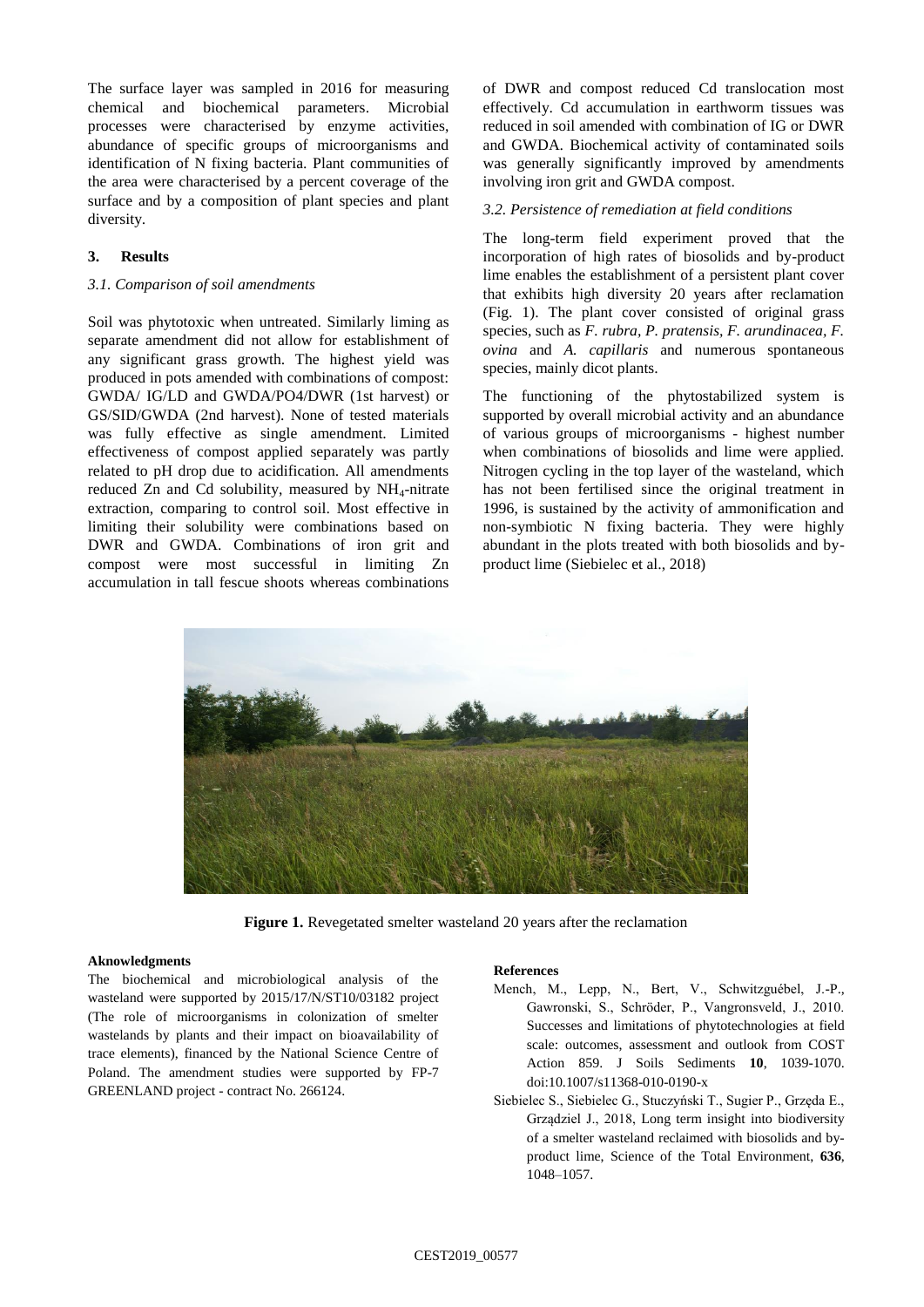The surface layer was sampled in 2016 for measuring chemical and biochemical parameters. Microbial processes were characterised by enzyme activities, abundance of specific groups of microorganisms and identification of N fixing bacteria. Plant communities of the area were characterised by a percent coverage of the surface and by a composition of plant species and plant diversity.

## 3. Results

### *3.1. Comparison of soil amendments*

Soil was phytotoxic when untreated. Similarly liming as separate amendment did not allow for establishment of any significant grass growth. The highest yield was produced in pots amended with combinations of compost: GWDA/ IG/LD and GWDA/PO4/DWR (1st harvest) or GS/SID/GWDA (2nd harvest). None of tested materials was fully effective as single amendment. Limited effectiveness of compost applied separately was partly related to pH drop due to acidification. All amendments reduced Zn and Cd solubility, measured by $NH_4$-nitrate extraction, comparing to control soil. Most effective in limiting their solubility were combinations based on DWR and GWDA. Combinations of iron grit and compost were most successful in limiting Zn accumulation in tall fescue shoots whereas combinations of DWR and compost reduced Cd translocation most effectively. Cd accumulation in earthworm tissues was reduced in soil amended with combination of IG or DWR and GWDA. Biochemical activity of contaminated soils was generally significantly improved by amendments involving iron grit and GWDA compost.

### *3.2. Persistence of remediation at field conditions*

The long-term field experiment proved that the incorporation of high rates of biosolids and by-product lime enables the establishment of a persistent plant cover that exhibits high diversity 20 years after reclamation (Fig. 1). The plant cover consisted of original grass species, such as *F. rubra*, *P. pratensis*, *F. arundinacea*, *F. ovina* and *A. capillaris* and numerous spontaneous species, mainly dicot plants.

The functioning of the phytostabilized system is supported by overall microbial activity and an abundance of various groups of microorganisms - highest number when combinations of biosolids and lime were applied. Nitrogen cycling in the top layer of the wasteland, which has not been fertilised since the original treatment in 1996, is sustained by the activity of ammonification and non-symbiotic N fixing bacteria. They were highly abundant in the plots treated with both biosolids and by-product lime (Siebielec et al., 2018)

**Figure 1.** Revegetated smelter wasteland 20 years after the reclamation

**Aknowledgments**

The biochemical and microbiological analysis of the wasteland were supported by 2015/17/N/ST10/03182 project (The role of microorganisms in colonization of smelter wastelands by plants and their impact on bioavailability of trace elements), financed by the National Science Centre of Poland. The amendment studies were supported by FP-7 GREENLAND project - contract No. 266124.

**References**

Mench, M., Lepp, N., Bert, V., Schwitzguébel, J.-P., Gawronski, S., Schröder, P., Vangronsveld, J., 2010. Successes and limitations of phytotechnologies at field scale: outcomes, assessment and outlook from COST Action 859. J Soils Sediments **10**, 1039-1070. doi:10.1007/s11368-010-0190-x

Siebielec S., Siebielec G., Stuczyński T., Sugier P., Grzęda E., Grządziel J., 2018, Long term insight into biodiversity of a smelter wasteland reclaimed with biosolids and by-product lime, Science of the Total Environment, **636**, 1048–1057.